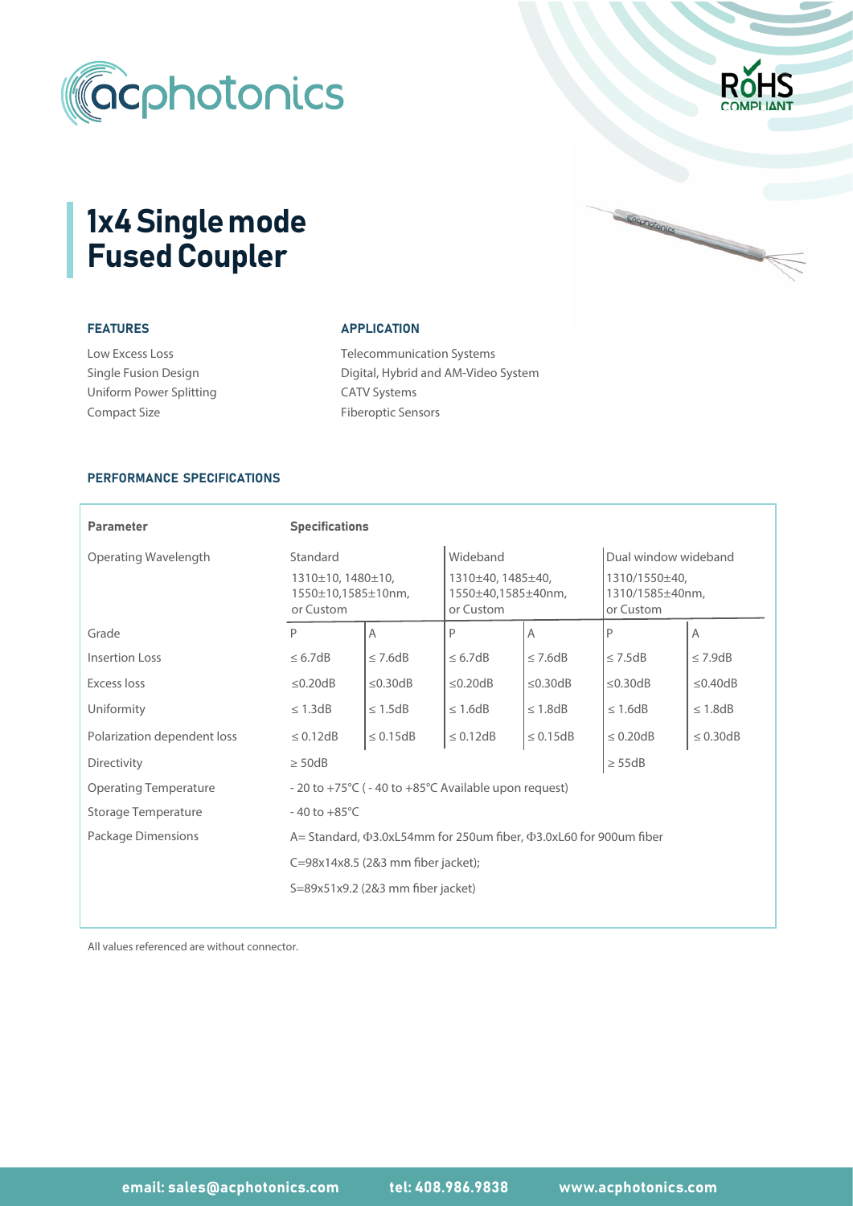# 1x4 Single mode Fused Coupler

### FEATURES

- Low Excess Loss
- Single Fusion Design
- Uniform Power Splitting
- Compact Size

### APPLICATION

- Telecommunication Systems
- Digital, Hybrid and AM-Video System
- CATV Systems
- Fiberoptic Sensors

### PERFORMANCE SPECIFICATIONS

| Parameter | Specifications | | | | | |
|---|---|---|---|---|---|---|
| Operating Wavelength | Standard<br>1310±10, 1480±10, 1550±10,1585±10nm, or Custom | | Wideband<br>1310±40, 1485±40, 1550±40,1585±40nm, or Custom | | Dual window wideband<br>1310/1550±40, 1310/1585±40nm, or Custom | |
| Grade | P | A | P | A | P | A |
| Insertion Loss | ≤ 6.7dB | ≤ 7.6dB | ≤ 6.7dB | ≤ 7.6dB | ≤ 7.5dB | ≤ 7.9dB |
| Excess loss | ≤0.20dB | ≤0.30dB | ≤0.20dB | ≤0.30dB | ≤0.30dB | ≤0.40dB |
| Uniformity | ≤ 1.3dB | ≤ 1.5dB | ≤ 1.6dB | ≤ 1.8dB | ≤ 1.6dB | ≤ 1.8dB |
| Polarization dependent loss | ≤ 0.12dB | ≤ 0.15dB | ≤ 0.12dB | ≤ 0.15dB | ≤ 0.20dB | ≤ 0.30dB |
| Directivity | ≥ 50dB | | | | ≥ 55dB | |
| Operating Temperature | - 20 to +75℃ ( - 40 to +85℃ Available upon request) | | | | | |
| Storage Temperature | - 40 to +85℃ | | | | | |
| Package Dimensions | A= Standard, Φ3.0xL54mm for 250um fiber, Φ3.0xL60 for 900um fiber<br>C=98x14x8.5 (2&3 mm fiber jacket);<br>S=89x51x9.2 (2&3 mm fiber jacket) | | | | | |

All values referenced are without connector.

email: sales@acphotonics.com tel: 408.986.9838 www.acphotonics.com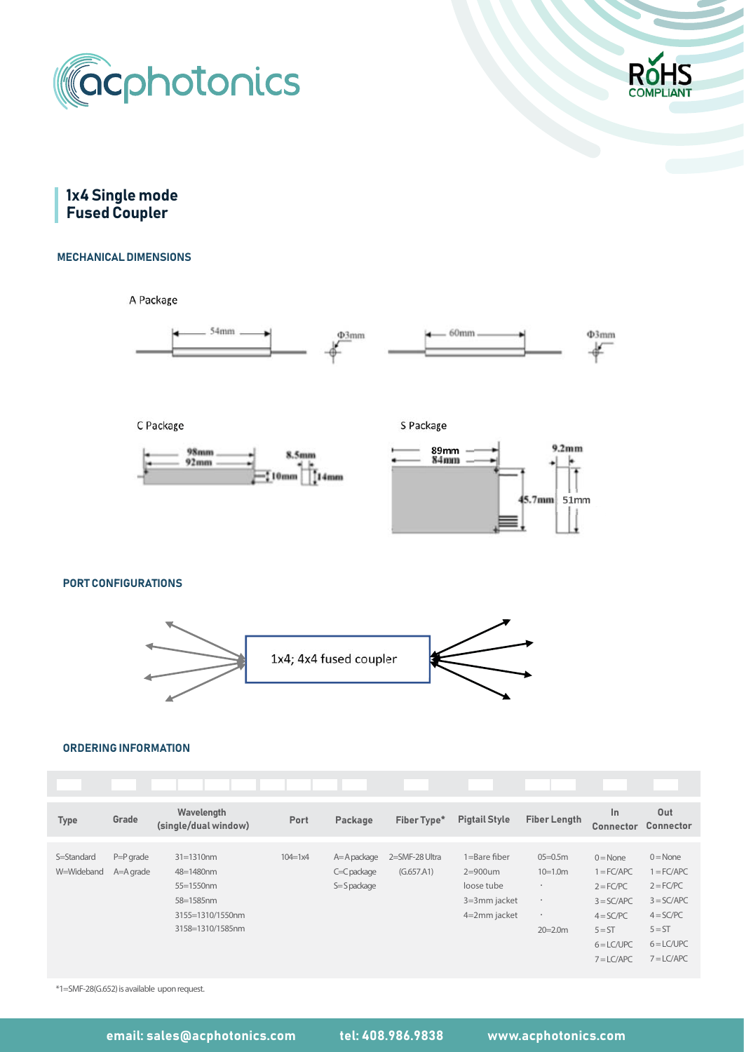## 1x4 Single mode Fused Coupler

### MECHANICAL DIMENSIONS

A Package

54mm
Φ3mm
60mm
Φ3mm

C Package

98mm
92mm
8.5mm
10mm
14mm

S Package

89mm
84mm
9.2mm
45.7mm
51mm

### PORT CONFIGURATIONS

1x4; 4x4 fused coupler

### ORDERING INFORMATION

| Type | Grade | Wavelength (single/dual window) | Port | Package | Fiber Type* | Pigtail Style | Fiber Length | In Connector | Out Connector |
|---|---|---|---|---|---|---|---|---|---|
| S=Standard<br>W=Wideband | P=P grade<br>A=A grade | 31=1310nm<br>48=1480nm<br>55=1550nm<br>58=1585nm<br>3155=1310/1550nm<br>3158=1310/1585nm | 104=1x4 | A=A package<br>C=C package<br>S=S package | 2=SMF-28 Ultra (G.657.A1) | 1=Bare fiber<br>2=900um loose tube<br>3=3mm jacket<br>4=2mm jacket | 05=0.5m<br>10=1.0m<br>·<br>·<br>·<br>20=2.0m | 0=None<br>1=FC/APC<br>2=FC/PC<br>3=SC/APC<br>4=SC/PC<br>5=ST<br>6=LC/UPC<br>7=LC/APC | 0=None<br>1=FC/APC<br>2=FC/PC<br>3=SC/APC<br>4=SC/PC<br>5=ST<br>6=LC/UPC<br>7=LC/APC |

*1=SMF-28(G.652) is available upon request.

email: sales@acphotonics.com tel: 408.986.9838 www.acphotonics.com